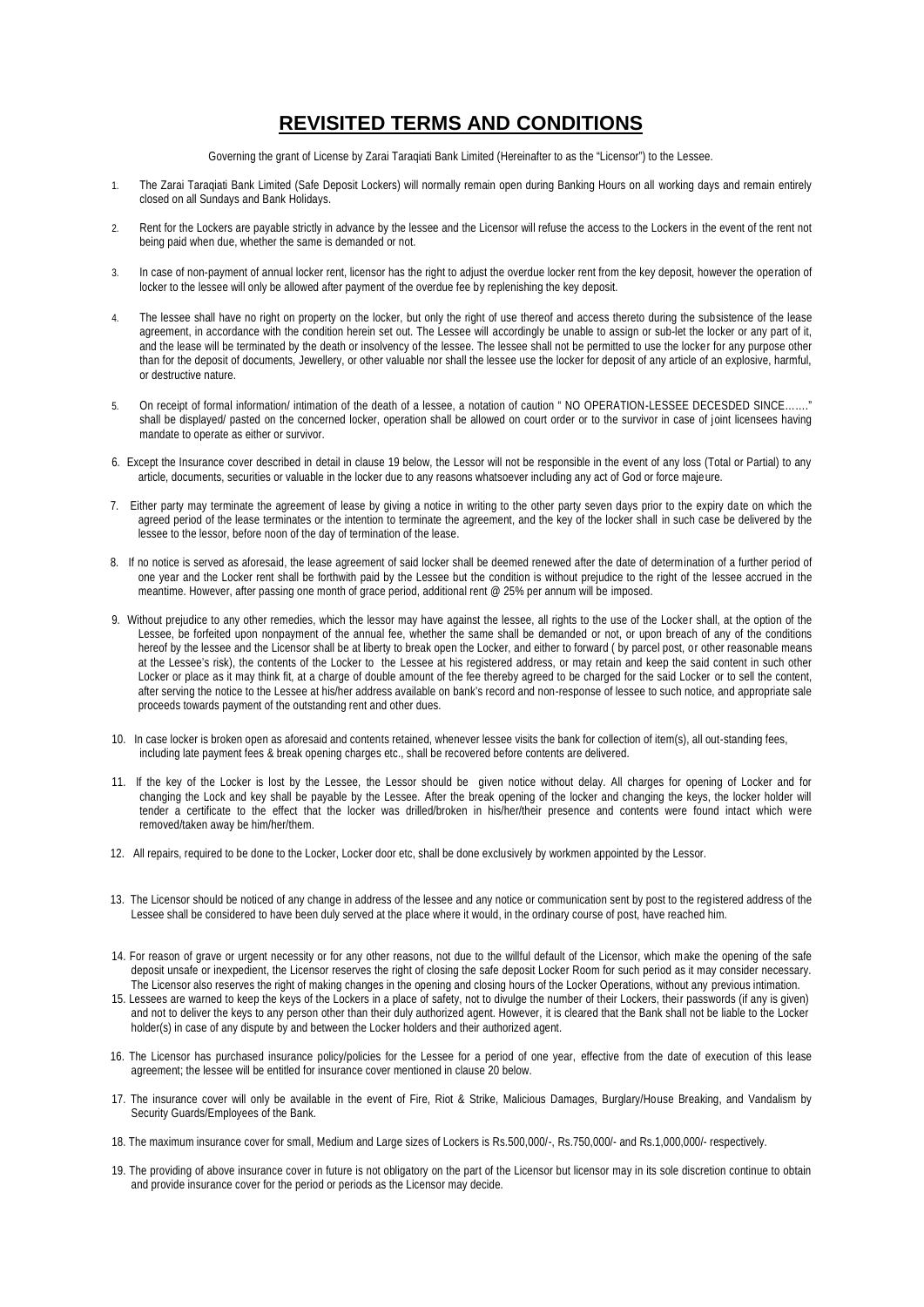# REVISITED TERMS AND CONDITIONS

Governing the grant of License by Zarai Taraqiati Bank Limited (Hereinafter to as the "Licensor") to the Lessee.

1. The Zarai Taraqiati Bank Limited (Safe Deposit Lockers) will normally remain open during Banking Hours on all working days and remain entirely closed on all Sundays and Bank Holidays.

2. Rent for the Lockers are payable strictly in advance by the lessee and the Licensor will refuse the access to the Lockers in the event of the rent not being paid when due, whether the same is demanded or not.

3. In case of non-payment of annual locker rent, licensor has the right to adjust the overdue locker rent from the key deposit, however the operation of locker to the lessee will only be allowed after payment of the overdue fee by replenishing the key deposit.

4. The lessee shall have no right on property on the locker, but only the right of use thereof and access thereto during the subsistence of the lease agreement, in accordance with the condition herein set out. The Lessee will accordingly be unable to assign or sub-let the locker or any part of it, and the lease will be terminated by the death or insolvency of the lessee. The lessee shall not be permitted to use the locker for any purpose other than for the deposit of documents, Jewellery, or other valuable nor shall the lessee use the locker for deposit of any article of an explosive, harmful, or destructive nature.

5. On receipt of formal information/ intimation of the death of a lessee, a notation of caution " NO OPERATION-LESSEE DECESDED SINCE……." shall be displayed/ pasted on the concerned locker, operation shall be allowed on court order or to the survivor in case of joint licensees having mandate to operate as either or survivor.

6. Except the Insurance cover described in detail in clause 19 below, the Lessor will not be responsible in the event of any loss (Total or Partial) to any article, documents, securities or valuable in the locker due to any reasons whatsoever including any act of God or force majeure.

7. Either party may terminate the agreement of lease by giving a notice in writing to the other party seven days prior to the expiry date on which the agreed period of the lease terminates or the intention to terminate the agreement, and the key of the locker shall in such case be delivered by the lessee to the lessor, before noon of the day of termination of the lease.

8. If no notice is served as aforesaid, the lease agreement of said locker shall be deemed renewed after the date of determination of a further period of one year and the Locker rent shall be forthwith paid by the Lessee but the condition is without prejudice to the right of the lessee accrued in the meantime. However, after passing one month of grace period, additional rent @ 25% per annum will be imposed.

9. Without prejudice to any other remedies, which the lessor may have against the lessee, all rights to the use of the Locker shall, at the option of the Lessee, be forfeited upon nonpayment of the annual fee, whether the same shall be demanded or not, or upon breach of any of the conditions hereof by the lessee and the Licensor shall be at liberty to break open the Locker, and either to forward ( by parcel post, or other reasonable means at the Lessee's risk), the contents of the Locker to the Lessee at his registered address, or may retain and keep the said content in such other Locker or place as it may think fit, at a charge of double amount of the fee thereby agreed to be charged for the said Locker or to sell the content, after serving the notice to the Lessee at his/her address available on bank's record and non-response of lessee to such notice, and appropriate sale proceeds towards payment of the outstanding rent and other dues.

10. In case locker is broken open as aforesaid and contents retained, whenever lessee visits the bank for collection of item(s), all out-standing fees, including late payment fees & break opening charges etc., shall be recovered before contents are delivered.

11. If the key of the Locker is lost by the Lessee, the Lessor should be given notice without delay. All charges for opening of Locker and for changing the Lock and key shall be payable by the Lessee. After the break opening of the locker and changing the keys, the locker holder will tender a certificate to the effect that the locker was drilled/broken in his/her/their presence and contents were found intact which were removed/taken away be him/her/them.

12. All repairs, required to be done to the Locker, Locker door etc, shall be done exclusively by workmen appointed by the Lessor.

13. The Licensor should be noticed of any change in address of the lessee and any notice or communication sent by post to the registered address of the Lessee shall be considered to have been duly served at the place where it would, in the ordinary course of post, have reached him.

14. For reason of grave or urgent necessity or for any other reasons, not due to the willful default of the Licensor, which make the opening of the safe deposit unsafe or inexpedient, the Licensor reserves the right of closing the safe deposit Locker Room for such period as it may consider necessary. The Licensor also reserves the right of making changes in the opening and closing hours of the Locker Operations, without any previous intimation.

15. Lessees are warned to keep the keys of the Lockers in a place of safety, not to divulge the number of their Lockers, their passwords (if any is given) and not to deliver the keys to any person other than their duly authorized agent. However, it is cleared that the Bank shall not be liable to the Locker holder(s) in case of any dispute by and between the Locker holders and their authorized agent.

16. The Licensor has purchased insurance policy/policies for the Lessee for a period of one year, effective from the date of execution of this lease agreement; the lessee will be entitled for insurance cover mentioned in clause 20 below.

17. The insurance cover will only be available in the event of Fire, Riot & Strike, Malicious Damages, Burglary/House Breaking, and Vandalism by Security Guards/Employees of the Bank.

18. The maximum insurance cover for small, Medium and Large sizes of Lockers is Rs.500,000/-, Rs.750,000/- and Rs.1,000,000/- respectively.

19. The providing of above insurance cover in future is not obligatory on the part of the Licensor but licensor may in its sole discretion continue to obtain and provide insurance cover for the period or periods as the Licensor may decide.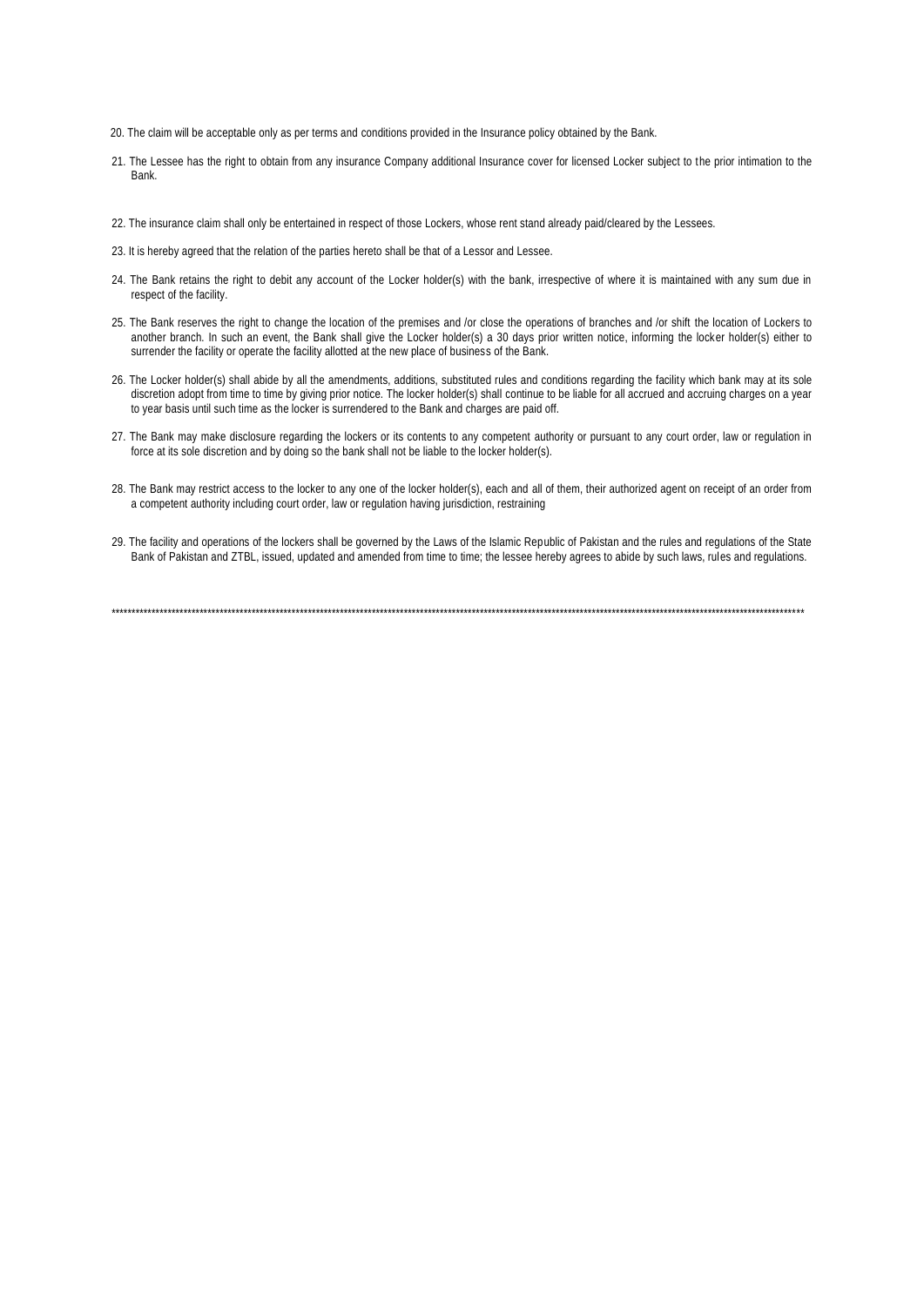20. The claim will be acceptable only as per terms and conditions provided in the Insurance policy obtained by the Bank.

21. The Lessee has the right to obtain from any insurance Company additional Insurance cover for licensed Locker subject to the prior intimation to the Bank.

22. The insurance claim shall only be entertained in respect of those Lockers, whose rent stand already paid/cleared by the Lessees.

23. It is hereby agreed that the relation of the parties hereto shall be that of a Lessor and Lessee.

24. The Bank retains the right to debit any account of the Locker holder(s) with the bank, irrespective of where it is maintained with any sum due in respect of the facility.

25. The Bank reserves the right to change the location of the premises and /or close the operations of branches and /or shift the location of Lockers to another branch. In such an event, the Bank shall give the Locker holder(s) a 30 days prior written notice, informing the locker holder(s) either to surrender the facility or operate the facility allotted at the new place of business of the Bank.

26. The Locker holder(s) shall abide by all the amendments, additions, substituted rules and conditions regarding the facility which bank may at its sole discretion adopt from time to time by giving prior notice. The locker holder(s) shall continue to be liable for all accrued and accruing charges on a year to year basis until such time as the locker is surrendered to the Bank and charges are paid off.

27. The Bank may make disclosure regarding the lockers or its contents to any competent authority or pursuant to any court order, law or regulation in force at its sole discretion and by doing so the bank shall not be liable to the locker holder(s).

28. The Bank may restrict access to the locker to any one of the locker holder(s), each and all of them, their authorized agent on receipt of an order from a competent authority including court order, law or regulation having jurisdiction, restraining

29. The facility and operations of the lockers shall be governed by the Laws of the Islamic Republic of Pakistan and the rules and regulations of the State Bank of Pakistan and ZTBL, issued, updated and amended from time to time; the lessee hereby agrees to abide by such laws, rules and regulations.

*******************************************************************************************************************************************************************